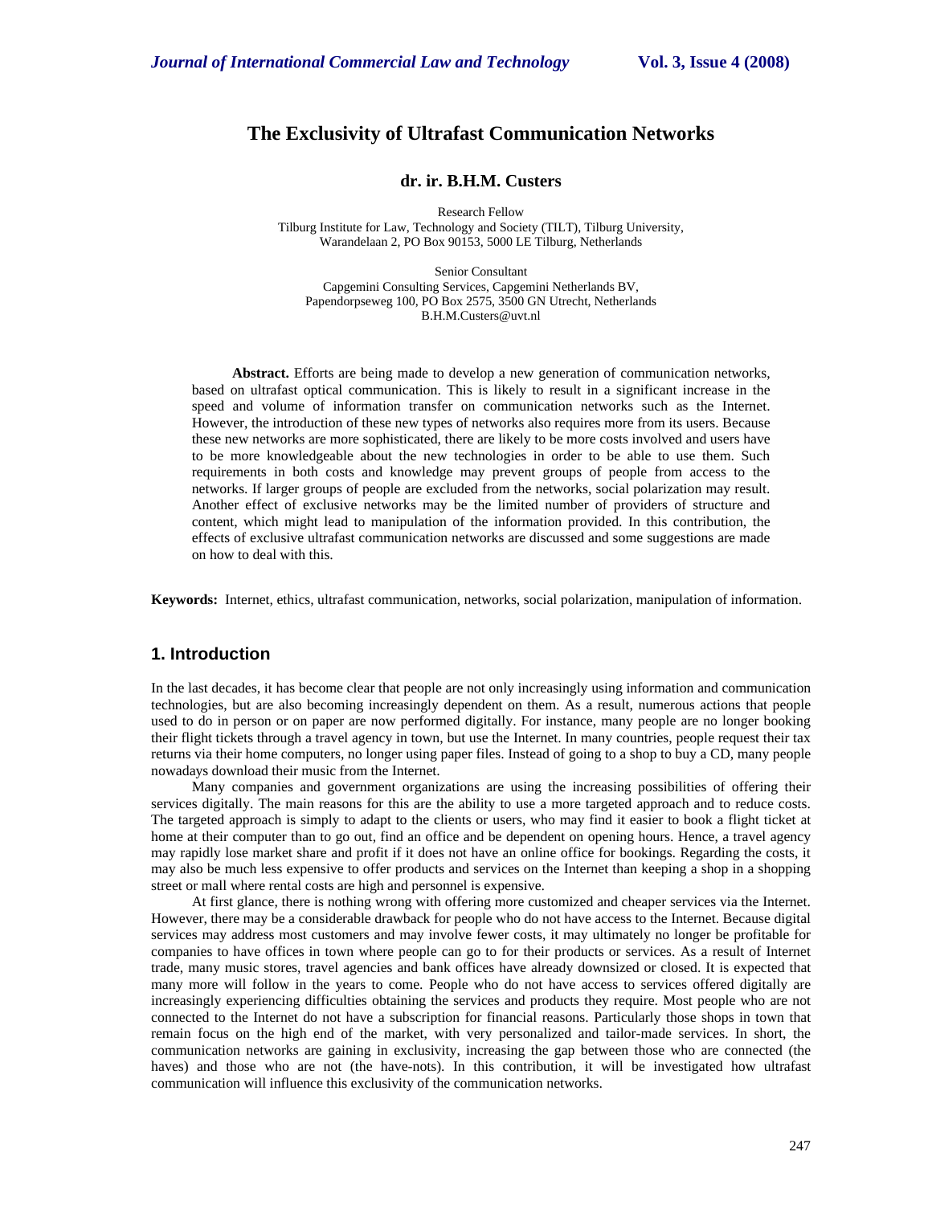# The Exclusivity of Ultrafast Communication Networks

**dr. ir. B.H.M. Custers**

Research Fellow
Tilburg Institute for Law, Technology and Society (TILT), Tilburg University,
Warandelaan 2, PO Box 90153, 5000 LE Tilburg, Netherlands

Senior Consultant
Capgemini Consulting Services, Capgemini Netherlands BV,
Papendorpseweg 100, PO Box 2575, 3500 GN Utrecht, Netherlands
B.H.M.Custers@uvt.nl

**Abstract.** Efforts are being made to develop a new generation of communication networks, based on ultrafast optical communication. This is likely to result in a significant increase in the speed and volume of information transfer on communication networks such as the Internet. However, the introduction of these new types of networks also requires more from its users. Because these new networks are more sophisticated, there are likely to be more costs involved and users have to be more knowledgeable about the new technologies in order to be able to use them. Such requirements in both costs and knowledge may prevent groups of people from access to the networks. If larger groups of people are excluded from the networks, social polarization may result. Another effect of exclusive networks may be the limited number of providers of structure and content, which might lead to manipulation of the information provided. In this contribution, the effects of exclusive ultrafast communication networks are discussed and some suggestions are made on how to deal with this.

**Keywords:** Internet, ethics, ultrafast communication, networks, social polarization, manipulation of information.

## 1. Introduction

In the last decades, it has become clear that people are not only increasingly using information and communication technologies, but are also becoming increasingly dependent on them. As a result, numerous actions that people used to do in person or on paper are now performed digitally. For instance, many people are no longer booking their flight tickets through a travel agency in town, but use the Internet. In many countries, people request their tax returns via their home computers, no longer using paper files. Instead of going to a shop to buy a CD, many people nowadays download their music from the Internet.

Many companies and government organizations are using the increasing possibilities of offering their services digitally. The main reasons for this are the ability to use a more targeted approach and to reduce costs. The targeted approach is simply to adapt to the clients or users, who may find it easier to book a flight ticket at home at their computer than to go out, find an office and be dependent on opening hours. Hence, a travel agency may rapidly lose market share and profit if it does not have an online office for bookings. Regarding the costs, it may also be much less expensive to offer products and services on the Internet than keeping a shop in a shopping street or mall where rental costs are high and personnel is expensive.

At first glance, there is nothing wrong with offering more customized and cheaper services via the Internet. However, there may be a considerable drawback for people who do not have access to the Internet. Because digital services may address most customers and may involve fewer costs, it may ultimately no longer be profitable for companies to have offices in town where people can go to for their products or services. As a result of Internet trade, many music stores, travel agencies and bank offices have already downsized or closed. It is expected that many more will follow in the years to come. People who do not have access to services offered digitally are increasingly experiencing difficulties obtaining the services and products they require. Most people who are not connected to the Internet do not have a subscription for financial reasons. Particularly those shops in town that remain focus on the high end of the market, with very personalized and tailor-made services. In short, the communication networks are gaining in exclusivity, increasing the gap between those who are connected (the haves) and those who are not (the have-nots). In this contribution, it will be investigated how ultrafast communication will influence this exclusivity of the communication networks.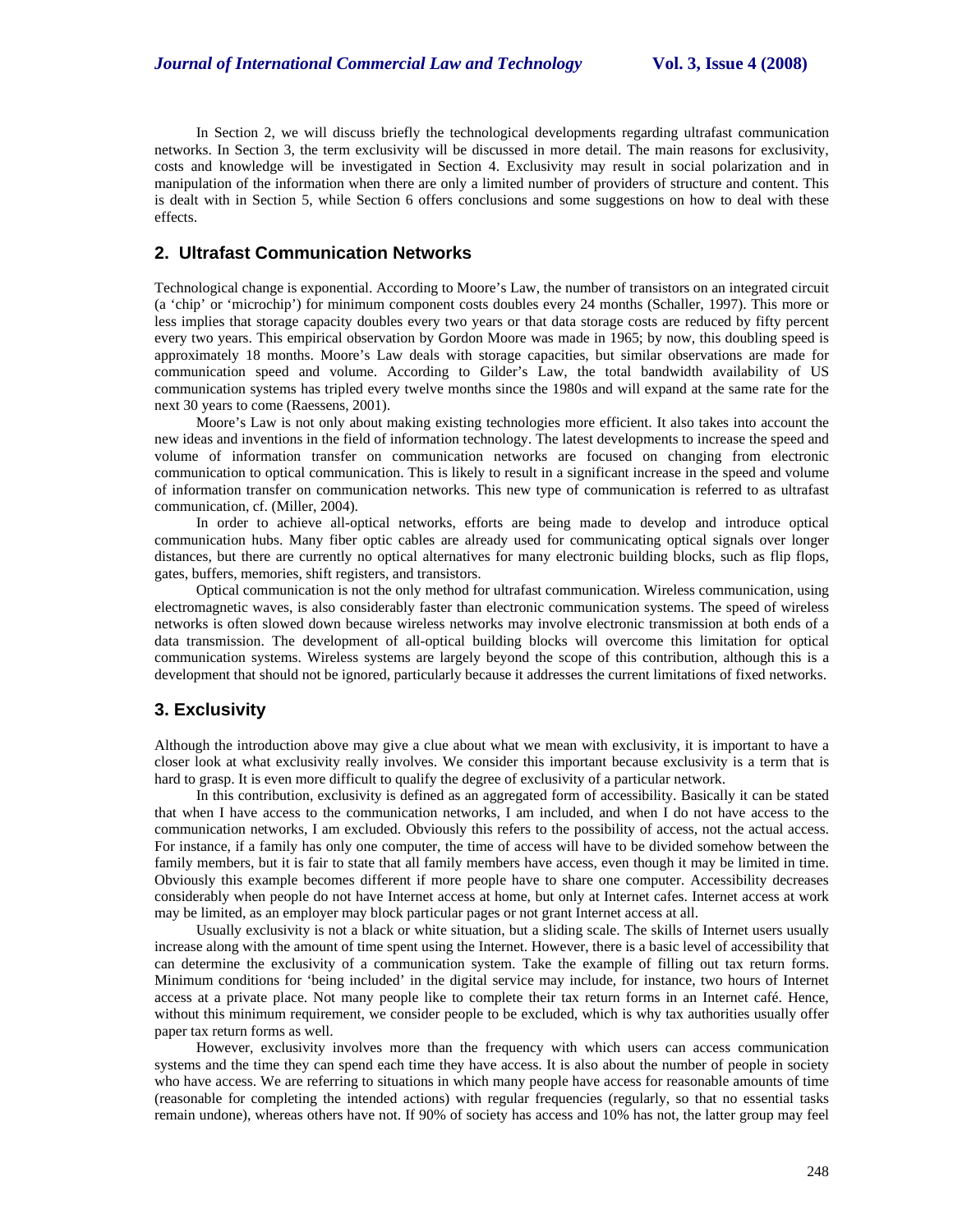In Section 2, we will discuss briefly the technological developments regarding ultrafast communication networks. In Section 3, the term exclusivity will be discussed in more detail. The main reasons for exclusivity, costs and knowledge will be investigated in Section 4. Exclusivity may result in social polarization and in manipulation of the information when there are only a limited number of providers of structure and content. This is dealt with in Section 5, while Section 6 offers conclusions and some suggestions on how to deal with these effects.

## 2. Ultrafast Communication Networks

Technological change is exponential. According to Moore's Law, the number of transistors on an integrated circuit (a 'chip' or 'microchip') for minimum component costs doubles every 24 months (Schaller, 1997). This more or less implies that storage capacity doubles every two years or that data storage costs are reduced by fifty percent every two years. This empirical observation by Gordon Moore was made in 1965; by now, this doubling speed is approximately 18 months. Moore's Law deals with storage capacities, but similar observations are made for communication speed and volume. According to Gilder's Law, the total bandwidth availability of US communication systems has tripled every twelve months since the 1980s and will expand at the same rate for the next 30 years to come (Raessens, 2001).

Moore's Law is not only about making existing technologies more efficient. It also takes into account the new ideas and inventions in the field of information technology. The latest developments to increase the speed and volume of information transfer on communication networks are focused on changing from electronic communication to optical communication. This is likely to result in a significant increase in the speed and volume of information transfer on communication networks. This new type of communication is referred to as ultrafast communication, cf. (Miller, 2004).

In order to achieve all-optical networks, efforts are being made to develop and introduce optical communication hubs. Many fiber optic cables are already used for communicating optical signals over longer distances, but there are currently no optical alternatives for many electronic building blocks, such as flip flops, gates, buffers, memories, shift registers, and transistors.

Optical communication is not the only method for ultrafast communication. Wireless communication, using electromagnetic waves, is also considerably faster than electronic communication systems. The speed of wireless networks is often slowed down because wireless networks may involve electronic transmission at both ends of a data transmission. The development of all-optical building blocks will overcome this limitation for optical communication systems. Wireless systems are largely beyond the scope of this contribution, although this is a development that should not be ignored, particularly because it addresses the current limitations of fixed networks.

## 3. Exclusivity

Although the introduction above may give a clue about what we mean with exclusivity, it is important to have a closer look at what exclusivity really involves. We consider this important because exclusivity is a term that is hard to grasp. It is even more difficult to qualify the degree of exclusivity of a particular network.

In this contribution, exclusivity is defined as an aggregated form of accessibility. Basically it can be stated that when I have access to the communication networks, I am included, and when I do not have access to the communication networks, I am excluded. Obviously this refers to the possibility of access, not the actual access. For instance, if a family has only one computer, the time of access will have to be divided somehow between the family members, but it is fair to state that all family members have access, even though it may be limited in time. Obviously this example becomes different if more people have to share one computer. Accessibility decreases considerably when people do not have Internet access at home, but only at Internet cafes. Internet access at work may be limited, as an employer may block particular pages or not grant Internet access at all.

Usually exclusivity is not a black or white situation, but a sliding scale. The skills of Internet users usually increase along with the amount of time spent using the Internet. However, there is a basic level of accessibility that can determine the exclusivity of a communication system. Take the example of filling out tax return forms. Minimum conditions for 'being included' in the digital service may include, for instance, two hours of Internet access at a private place. Not many people like to complete their tax return forms in an Internet café. Hence, without this minimum requirement, we consider people to be excluded, which is why tax authorities usually offer paper tax return forms as well.

However, exclusivity involves more than the frequency with which users can access communication systems and the time they can spend each time they have access. It is also about the number of people in society who have access. We are referring to situations in which many people have access for reasonable amounts of time (reasonable for completing the intended actions) with regular frequencies (regularly, so that no essential tasks remain undone), whereas others have not. If 90% of society has access and 10% has not, the latter group may feel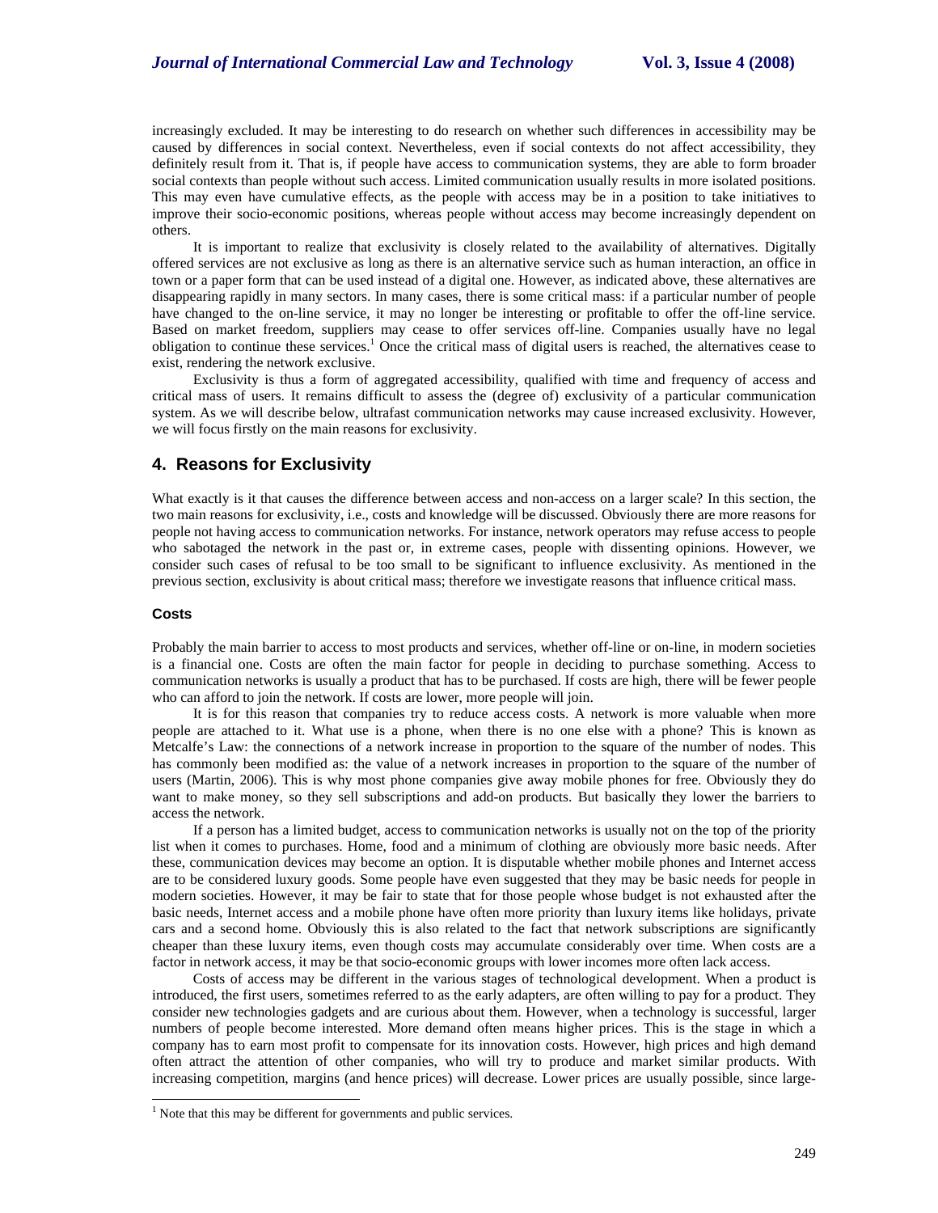increasingly excluded. It may be interesting to do research on whether such differences in accessibility may be caused by differences in social context. Nevertheless, even if social contexts do not affect accessibility, they definitely result from it. That is, if people have access to communication systems, they are able to form broader social contexts than people without such access. Limited communication usually results in more isolated positions. This may even have cumulative effects, as the people with access may be in a position to take initiatives to improve their socio-economic positions, whereas people without access may become increasingly dependent on others.

It is important to realize that exclusivity is closely related to the availability of alternatives. Digitally offered services are not exclusive as long as there is an alternative service such as human interaction, an office in town or a paper form that can be used instead of a digital one. However, as indicated above, these alternatives are disappearing rapidly in many sectors. In many cases, there is some critical mass: if a particular number of people have changed to the on-line service, it may no longer be interesting or profitable to offer the off-line service. Based on market freedom, suppliers may cease to offer services off-line. Companies usually have no legal obligation to continue these services.[1] Once the critical mass of digital users is reached, the alternatives cease to exist, rendering the network exclusive.

Exclusivity is thus a form of aggregated accessibility, qualified with time and frequency of access and critical mass of users. It remains difficult to assess the (degree of) exclusivity of a particular communication system. As we will describe below, ultrafast communication networks may cause increased exclusivity. However, we will focus firstly on the main reasons for exclusivity.

## 4. Reasons for Exclusivity

What exactly is it that causes the difference between access and non-access on a larger scale? In this section, the two main reasons for exclusivity, i.e., costs and knowledge will be discussed. Obviously there are more reasons for people not having access to communication networks. For instance, network operators may refuse access to people who sabotaged the network in the past or, in extreme cases, people with dissenting opinions. However, we consider such cases of refusal to be too small to be significant to influence exclusivity. As mentioned in the previous section, exclusivity is about critical mass; therefore we investigate reasons that influence critical mass.

### Costs

Probably the main barrier to access to most products and services, whether off-line or on-line, in modern societies is a financial one. Costs are often the main factor for people in deciding to purchase something. Access to communication networks is usually a product that has to be purchased. If costs are high, there will be fewer people who can afford to join the network. If costs are lower, more people will join.

It is for this reason that companies try to reduce access costs. A network is more valuable when more people are attached to it. What use is a phone, when there is no one else with a phone? This is known as Metcalfe's Law: the connections of a network increase in proportion to the square of the number of nodes. This has commonly been modified as: the value of a network increases in proportion to the square of the number of users (Martin, 2006). This is why most phone companies give away mobile phones for free. Obviously they do want to make money, so they sell subscriptions and add-on products. But basically they lower the barriers to access the network.

If a person has a limited budget, access to communication networks is usually not on the top of the priority list when it comes to purchases. Home, food and a minimum of clothing are obviously more basic needs. After these, communication devices may become an option. It is disputable whether mobile phones and Internet access are to be considered luxury goods. Some people have even suggested that they may be basic needs for people in modern societies. However, it may be fair to state that for those people whose budget is not exhausted after the basic needs, Internet access and a mobile phone have often more priority than luxury items like holidays, private cars and a second home. Obviously this is also related to the fact that network subscriptions are significantly cheaper than these luxury items, even though costs may accumulate considerably over time. When costs are a factor in network access, it may be that socio-economic groups with lower incomes more often lack access.

Costs of access may be different in the various stages of technological development. When a product is introduced, the first users, sometimes referred to as the early adapters, are often willing to pay for a product. They consider new technologies gadgets and are curious about them. However, when a technology is successful, larger numbers of people become interested. More demand often means higher prices. This is the stage in which a company has to earn most profit to compensate for its innovation costs. However, high prices and high demand often attract the attention of other companies, who will try to produce and market similar products. With increasing competition, margins (and hence prices) will decrease. Lower prices are usually possible, since large-

[1] Note that this may be different for governments and public services.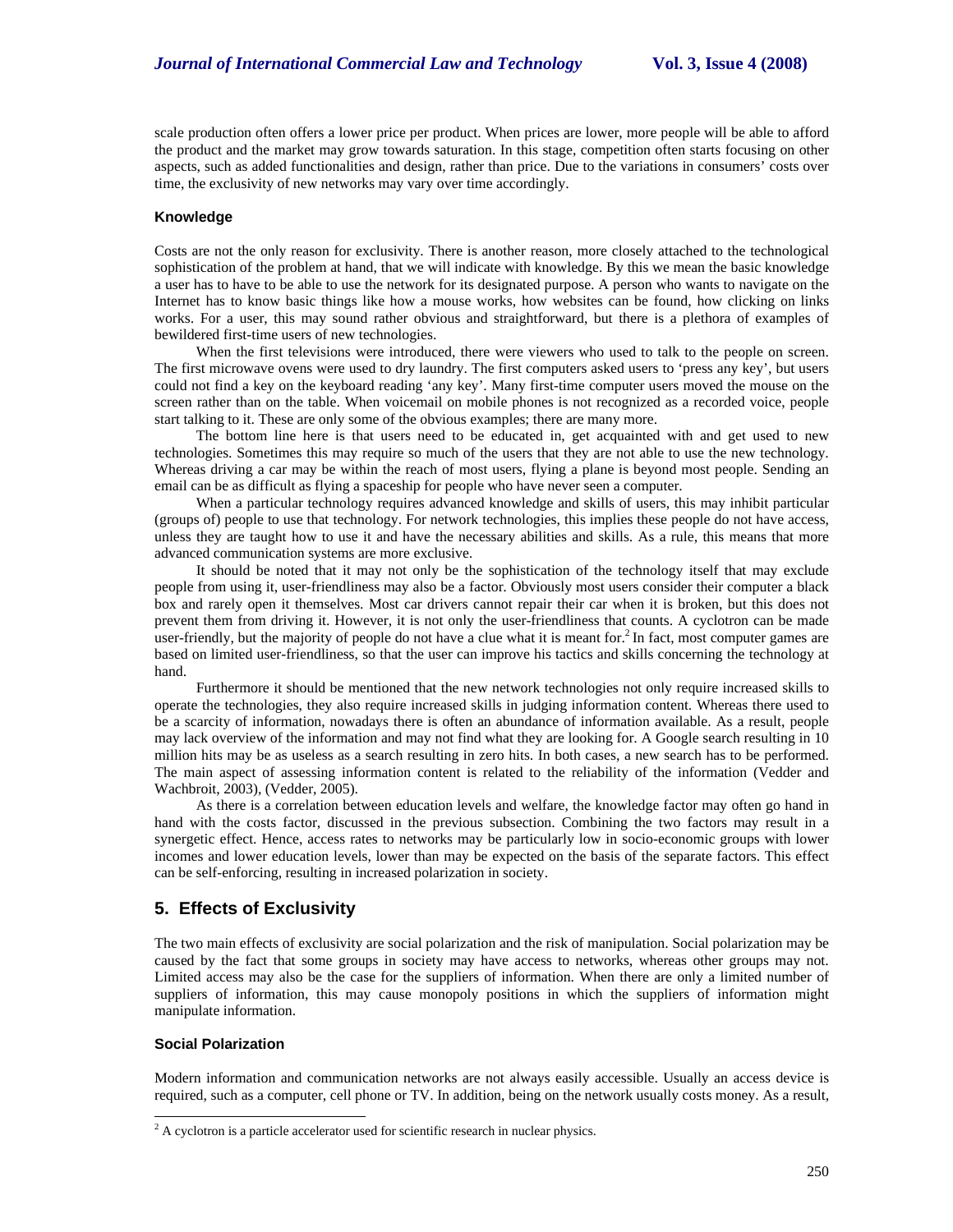scale production often offers a lower price per product. When prices are lower, more people will be able to afford the product and the market may grow towards saturation. In this stage, competition often starts focusing on other aspects, such as added functionalities and design, rather than price. Due to the variations in consumers' costs over time, the exclusivity of new networks may vary over time accordingly.

### Knowledge

Costs are not the only reason for exclusivity. There is another reason, more closely attached to the technological sophistication of the problem at hand, that we will indicate with knowledge. By this we mean the basic knowledge a user has to have to be able to use the network for its designated purpose. A person who wants to navigate on the Internet has to know basic things like how a mouse works, how websites can be found, how clicking on links works. For a user, this may sound rather obvious and straightforward, but there is a plethora of examples of bewildered first-time users of new technologies.

When the first televisions were introduced, there were viewers who used to talk to the people on screen. The first microwave ovens were used to dry laundry. The first computers asked users to 'press any key', but users could not find a key on the keyboard reading 'any key'. Many first-time computer users moved the mouse on the screen rather than on the table. When voicemail on mobile phones is not recognized as a recorded voice, people start talking to it. These are only some of the obvious examples; there are many more.

The bottom line here is that users need to be educated in, get acquainted with and get used to new technologies. Sometimes this may require so much of the users that they are not able to use the new technology. Whereas driving a car may be within the reach of most users, flying a plane is beyond most people. Sending an email can be as difficult as flying a spaceship for people who have never seen a computer.

When a particular technology requires advanced knowledge and skills of users, this may inhibit particular (groups of) people to use that technology. For network technologies, this implies these people do not have access, unless they are taught how to use it and have the necessary abilities and skills. As a rule, this means that more advanced communication systems are more exclusive.

It should be noted that it may not only be the sophistication of the technology itself that may exclude people from using it, user-friendliness may also be a factor. Obviously most users consider their computer a black box and rarely open it themselves. Most car drivers cannot repair their car when it is broken, but this does not prevent them from driving it. However, it is not only the user-friendliness that counts. A cyclotron can be made user-friendly, but the majority of people do not have a clue what it is meant for.[2] In fact, most computer games are based on limited user-friendliness, so that the user can improve his tactics and skills concerning the technology at hand.

Furthermore it should be mentioned that the new network technologies not only require increased skills to operate the technologies, they also require increased skills in judging information content. Whereas there used to be a scarcity of information, nowadays there is often an abundance of information available. As a result, people may lack overview of the information and may not find what they are looking for. A Google search resulting in 10 million hits may be as useless as a search resulting in zero hits. In both cases, a new search has to be performed. The main aspect of assessing information content is related to the reliability of the information (Vedder and Wachbroit, 2003), (Vedder, 2005).

As there is a correlation between education levels and welfare, the knowledge factor may often go hand in hand with the costs factor, discussed in the previous subsection. Combining the two factors may result in a synergetic effect. Hence, access rates to networks may be particularly low in socio-economic groups with lower incomes and lower education levels, lower than may be expected on the basis of the separate factors. This effect can be self-enforcing, resulting in increased polarization in society.

## 5. Effects of Exclusivity

The two main effects of exclusivity are social polarization and the risk of manipulation. Social polarization may be caused by the fact that some groups in society may have access to networks, whereas other groups may not. Limited access may also be the case for the suppliers of information. When there are only a limited number of suppliers of information, this may cause monopoly positions in which the suppliers of information might manipulate information.

### Social Polarization

Modern information and communication networks are not always easily accessible. Usually an access device is required, such as a computer, cell phone or TV. In addition, being on the network usually costs money. As a result,

[2] A cyclotron is a particle accelerator used for scientific research in nuclear physics.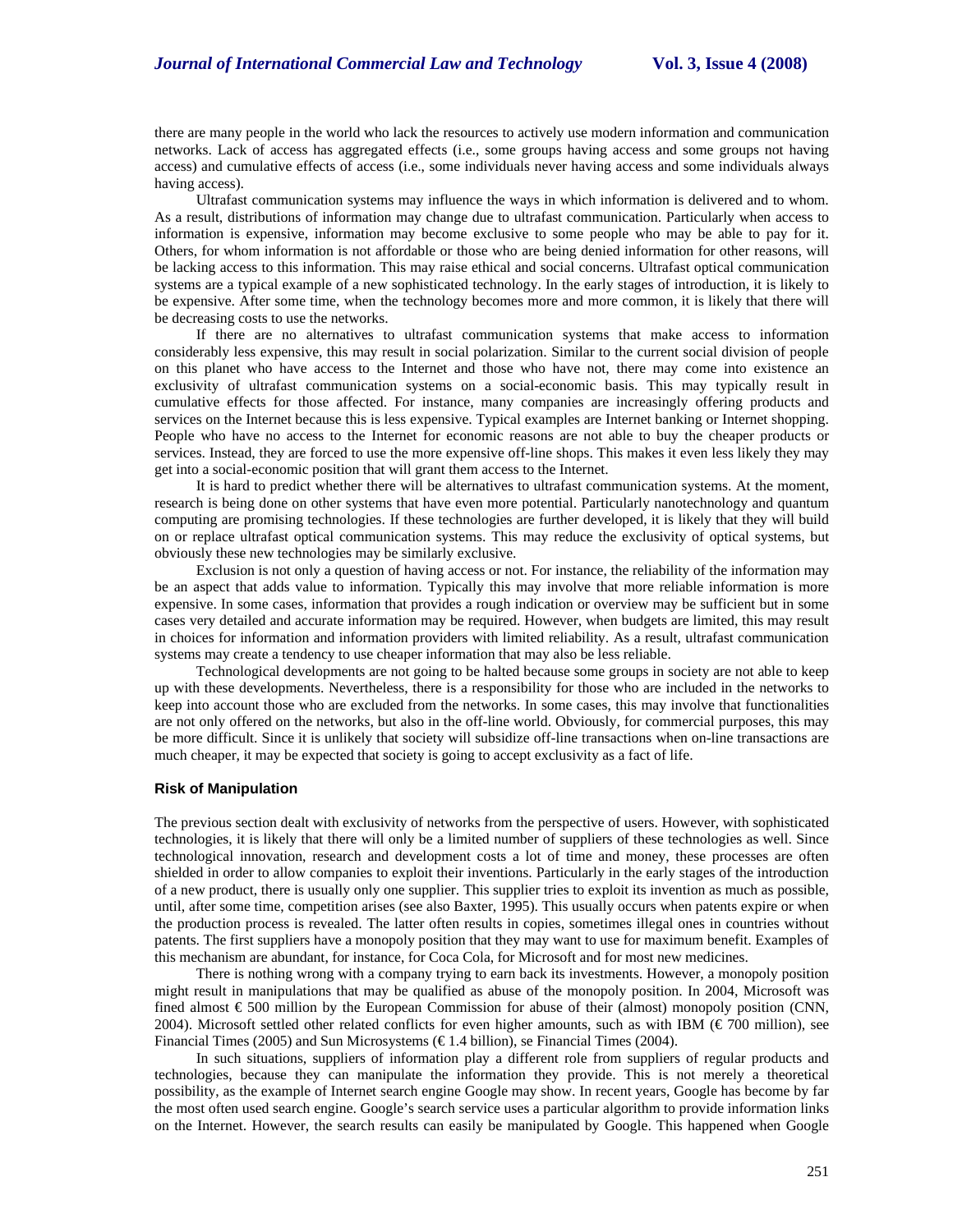there are many people in the world who lack the resources to actively use modern information and communication networks. Lack of access has aggregated effects (i.e., some groups having access and some groups not having access) and cumulative effects of access (i.e., some individuals never having access and some individuals always having access).

Ultrafast communication systems may influence the ways in which information is delivered and to whom. As a result, distributions of information may change due to ultrafast communication. Particularly when access to information is expensive, information may become exclusive to some people who may be able to pay for it. Others, for whom information is not affordable or those who are being denied information for other reasons, will be lacking access to this information. This may raise ethical and social concerns. Ultrafast optical communication systems are a typical example of a new sophisticated technology. In the early stages of introduction, it is likely to be expensive. After some time, when the technology becomes more and more common, it is likely that there will be decreasing costs to use the networks.

If there are no alternatives to ultrafast communication systems that make access to information considerably less expensive, this may result in social polarization. Similar to the current social division of people on this planet who have access to the Internet and those who have not, there may come into existence an exclusivity of ultrafast communication systems on a social-economic basis. This may typically result in cumulative effects for those affected. For instance, many companies are increasingly offering products and services on the Internet because this is less expensive. Typical examples are Internet banking or Internet shopping. People who have no access to the Internet for economic reasons are not able to buy the cheaper products or services. Instead, they are forced to use the more expensive off-line shops. This makes it even less likely they may get into a social-economic position that will grant them access to the Internet.

It is hard to predict whether there will be alternatives to ultrafast communication systems. At the moment, research is being done on other systems that have even more potential. Particularly nanotechnology and quantum computing are promising technologies. If these technologies are further developed, it is likely that they will build on or replace ultrafast optical communication systems. This may reduce the exclusivity of optical systems, but obviously these new technologies may be similarly exclusive.

Exclusion is not only a question of having access or not. For instance, the reliability of the information may be an aspect that adds value to information. Typically this may involve that more reliable information is more expensive. In some cases, information that provides a rough indication or overview may be sufficient but in some cases very detailed and accurate information may be required. However, when budgets are limited, this may result in choices for information and information providers with limited reliability. As a result, ultrafast communication systems may create a tendency to use cheaper information that may also be less reliable.

Technological developments are not going to be halted because some groups in society are not able to keep up with these developments. Nevertheless, there is a responsibility for those who are included in the networks to keep into account those who are excluded from the networks. In some cases, this may involve that functionalities are not only offered on the networks, but also in the off-line world. Obviously, for commercial purposes, this may be more difficult. Since it is unlikely that society will subsidize off-line transactions when on-line transactions are much cheaper, it may be expected that society is going to accept exclusivity as a fact of life.

#### Risk of Manipulation

The previous section dealt with exclusivity of networks from the perspective of users. However, with sophisticated technologies, it is likely that there will only be a limited number of suppliers of these technologies as well. Since technological innovation, research and development costs a lot of time and money, these processes are often shielded in order to allow companies to exploit their inventions. Particularly in the early stages of the introduction of a new product, there is usually only one supplier. This supplier tries to exploit its invention as much as possible, until, after some time, competition arises (see also Baxter, 1995). This usually occurs when patents expire or when the production process is revealed. The latter often results in copies, sometimes illegal ones in countries without patents. The first suppliers have a monopoly position that they may want to use for maximum benefit. Examples of this mechanism are abundant, for instance, for Coca Cola, for Microsoft and for most new medicines.

There is nothing wrong with a company trying to earn back its investments. However, a monopoly position might result in manipulations that may be qualified as abuse of the monopoly position. In 2004, Microsoft was fined almost € 500 million by the European Commission for abuse of their (almost) monopoly position (CNN, 2004). Microsoft settled other related conflicts for even higher amounts, such as with IBM (€ 700 million), see Financial Times (2005) and Sun Microsystems (€ 1.4 billion), se Financial Times (2004).

In such situations, suppliers of information play a different role from suppliers of regular products and technologies, because they can manipulate the information they provide. This is not merely a theoretical possibility, as the example of Internet search engine Google may show. In recent years, Google has become by far the most often used search engine. Google's search service uses a particular algorithm to provide information links on the Internet. However, the search results can easily be manipulated by Google. This happened when Google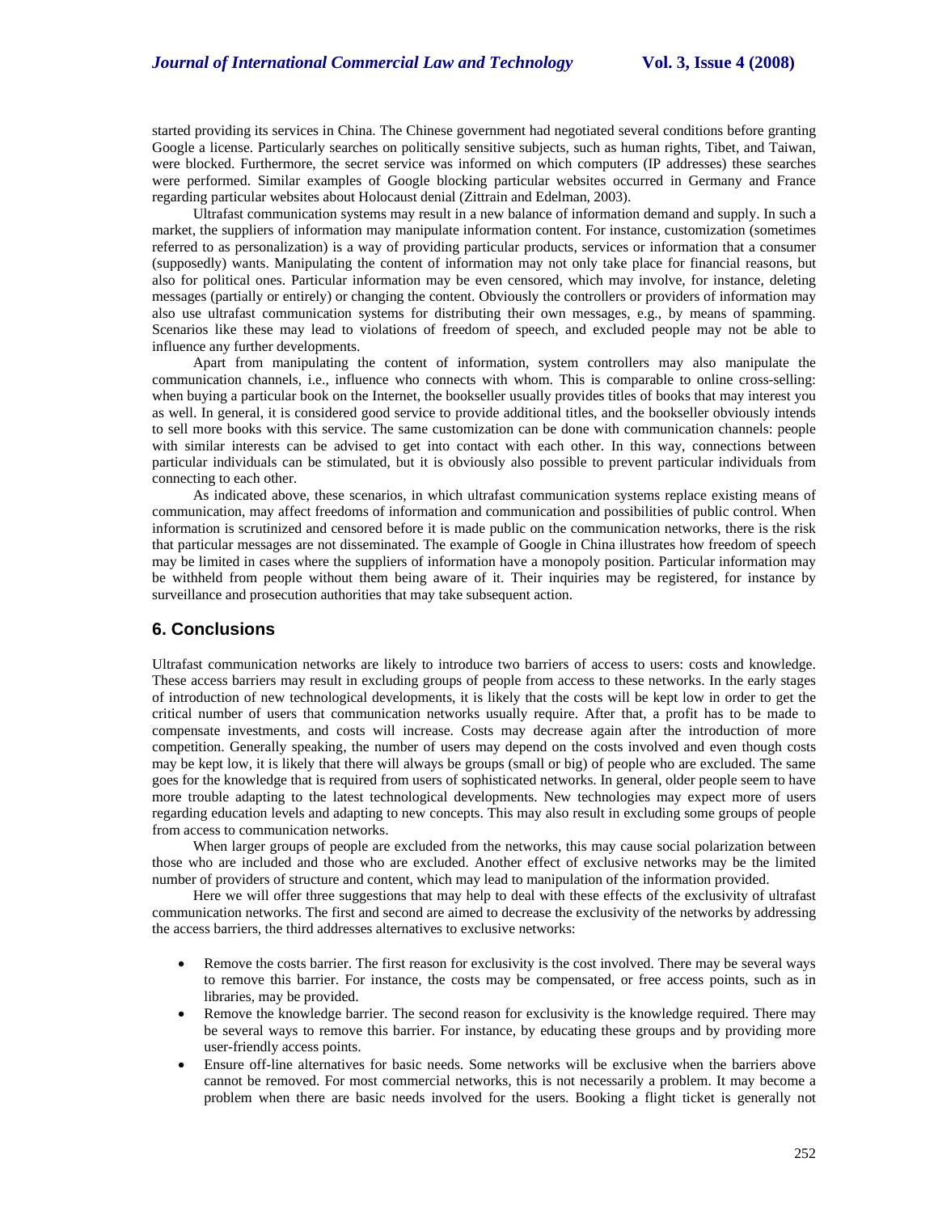started providing its services in China. The Chinese government had negotiated several conditions before granting Google a license. Particularly searches on politically sensitive subjects, such as human rights, Tibet, and Taiwan, were blocked. Furthermore, the secret service was informed on which computers (IP addresses) these searches were performed. Similar examples of Google blocking particular websites occurred in Germany and France regarding particular websites about Holocaust denial (Zittrain and Edelman, 2003).

Ultrafast communication systems may result in a new balance of information demand and supply. In such a market, the suppliers of information may manipulate information content. For instance, customization (sometimes referred to as personalization) is a way of providing particular products, services or information that a consumer (supposedly) wants. Manipulating the content of information may not only take place for financial reasons, but also for political ones. Particular information may be even censored, which may involve, for instance, deleting messages (partially or entirely) or changing the content. Obviously the controllers or providers of information may also use ultrafast communication systems for distributing their own messages, e.g., by means of spamming. Scenarios like these may lead to violations of freedom of speech, and excluded people may not be able to influence any further developments.

Apart from manipulating the content of information, system controllers may also manipulate the communication channels, i.e., influence who connects with whom. This is comparable to online cross-selling: when buying a particular book on the Internet, the bookseller usually provides titles of books that may interest you as well. In general, it is considered good service to provide additional titles, and the bookseller obviously intends to sell more books with this service. The same customization can be done with communication channels: people with similar interests can be advised to get into contact with each other. In this way, connections between particular individuals can be stimulated, but it is obviously also possible to prevent particular individuals from connecting to each other.

As indicated above, these scenarios, in which ultrafast communication systems replace existing means of communication, may affect freedoms of information and communication and possibilities of public control. When information is scrutinized and censored before it is made public on the communication networks, there is the risk that particular messages are not disseminated. The example of Google in China illustrates how freedom of speech may be limited in cases where the suppliers of information have a monopoly position. Particular information may be withheld from people without them being aware of it. Their inquiries may be registered, for instance by surveillance and prosecution authorities that may take subsequent action.

## 6. Conclusions

Ultrafast communication networks are likely to introduce two barriers of access to users: costs and knowledge. These access barriers may result in excluding groups of people from access to these networks. In the early stages of introduction of new technological developments, it is likely that the costs will be kept low in order to get the critical number of users that communication networks usually require. After that, a profit has to be made to compensate investments, and costs will increase. Costs may decrease again after the introduction of more competition. Generally speaking, the number of users may depend on the costs involved and even though costs may be kept low, it is likely that there will always be groups (small or big) of people who are excluded. The same goes for the knowledge that is required from users of sophisticated networks. In general, older people seem to have more trouble adapting to the latest technological developments. New technologies may expect more of users regarding education levels and adapting to new concepts. This may also result in excluding some groups of people from access to communication networks.

When larger groups of people are excluded from the networks, this may cause social polarization between those who are included and those who are excluded. Another effect of exclusive networks may be the limited number of providers of structure and content, which may lead to manipulation of the information provided.

Here we will offer three suggestions that may help to deal with these effects of the exclusivity of ultrafast communication networks. The first and second are aimed to decrease the exclusivity of the networks by addressing the access barriers, the third addresses alternatives to exclusive networks:

- Remove the costs barrier. The first reason for exclusivity is the cost involved. There may be several ways to remove this barrier. For instance, the costs may be compensated, or free access points, such as in libraries, may be provided.
- Remove the knowledge barrier. The second reason for exclusivity is the knowledge required. There may be several ways to remove this barrier. For instance, by educating these groups and by providing more user-friendly access points.
- Ensure off-line alternatives for basic needs. Some networks will be exclusive when the barriers above cannot be removed. For most commercial networks, this is not necessarily a problem. It may become a problem when there are basic needs involved for the users. Booking a flight ticket is generally not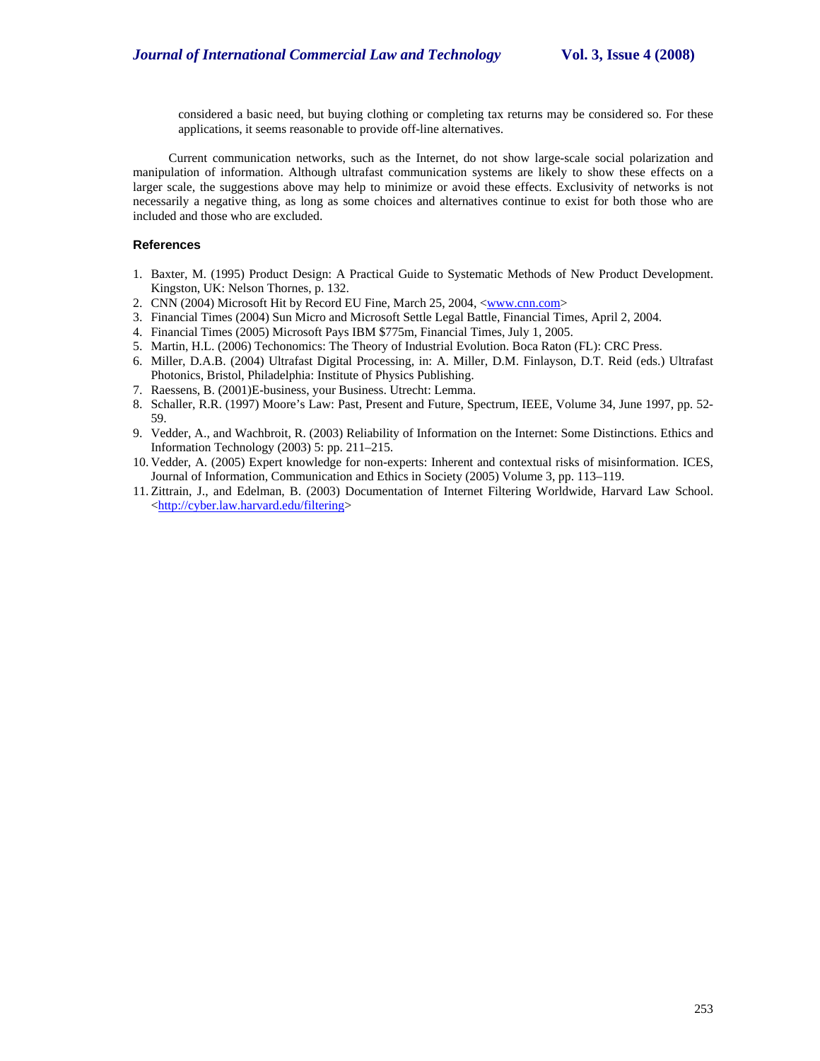considered a basic need, but buying clothing or completing tax returns may be considered so. For these applications, it seems reasonable to provide off-line alternatives.

Current communication networks, such as the Internet, do not show large-scale social polarization and manipulation of information. Although ultrafast communication systems are likely to show these effects on a larger scale, the suggestions above may help to minimize or avoid these effects. Exclusivity of networks is not necessarily a negative thing, as long as some choices and alternatives continue to exist for both those who are included and those who are excluded.

## References

1. Baxter, M. (1995) Product Design: A Practical Guide to Systematic Methods of New Product Development. Kingston, UK: Nelson Thornes, p. 132.
2. CNN (2004) Microsoft Hit by Record EU Fine, March 25, 2004, <www.cnn.com>
3. Financial Times (2004) Sun Micro and Microsoft Settle Legal Battle, Financial Times, April 2, 2004.
4. Financial Times (2005) Microsoft Pays IBM $775m, Financial Times, July 1, 2005.
5. Martin, H.L. (2006) Techonomics: The Theory of Industrial Evolution. Boca Raton (FL): CRC Press.
6. Miller, D.A.B. (2004) Ultrafast Digital Processing, in: A. Miller, D.M. Finlayson, D.T. Reid (eds.) Ultrafast Photonics, Bristol, Philadelphia: Institute of Physics Publishing.
7. Raessens, B. (2001)E-business, your Business. Utrecht: Lemma.
8. Schaller, R.R. (1997) Moore's Law: Past, Present and Future, Spectrum, IEEE, Volume 34, June 1997, pp. 52-59.
9. Vedder, A., and Wachbroit, R. (2003) Reliability of Information on the Internet: Some Distinctions. Ethics and Information Technology (2003) 5: pp. 211–215.
10. Vedder, A. (2005) Expert knowledge for non-experts: Inherent and contextual risks of misinformation. ICES, Journal of Information, Communication and Ethics in Society (2005) Volume 3, pp. 113–119.
11. Zittrain, J., and Edelman, B. (2003) Documentation of Internet Filtering Worldwide, Harvard Law School. <http://cyber.law.harvard.edu/filtering>